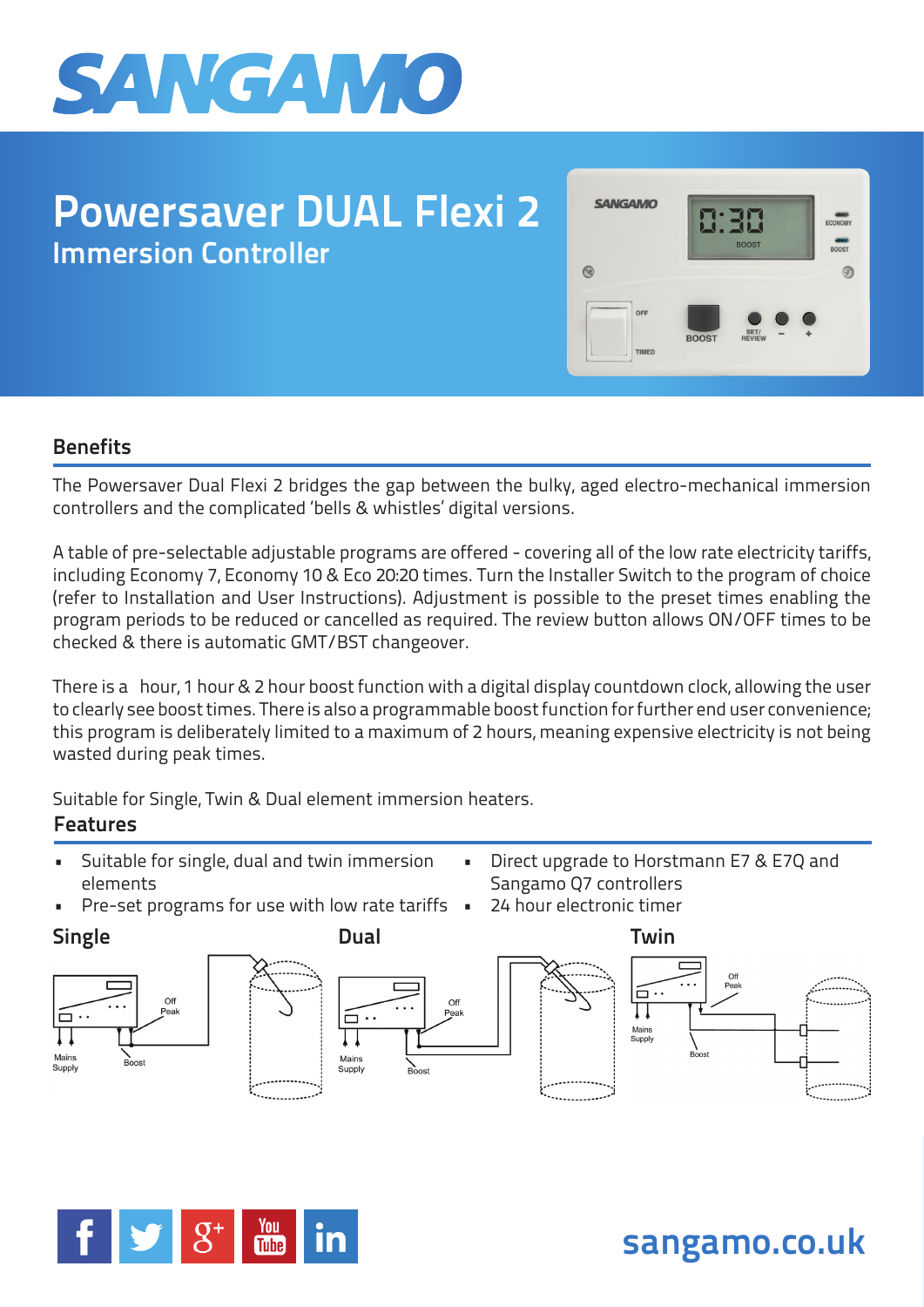# SANGAMO

# Powersaver DUAL Flexi 2

## Immersion Controller

### Benefits

The Powersaver Dual Flexi 2 bridges the gap between the bulky, aged electro-mechanical immersion controllers and the complicated 'bells & whistles' digital versions.

A table of pre-selectable adjustable programs are offered - covering all of the low rate electricity tariffs, including Economy 7, Economy 10 & Eco 20:20 times. Turn the Installer Switch to the program of choice (refer to Installation and User Instructions). Adjustment is possible to the preset times enabling the program periods to be reduced or cancelled as required. The review button allows ON/OFF times to be checked & there is automatic GMT/BST changeover.

There is a  hour, 1 hour & 2 hour boost function with a digital display countdown clock, allowing the user to clearly see boost times. There is also a programmable boost function for further end user convenience; this program is deliberately limited to a maximum of 2 hours, meaning expensive electricity is not being wasted during peak times.

Suitable for Single, Twin & Dual element immersion heaters.

### Features

- Suitable for single, dual and twin immersion elements
- Pre-set programs for use with low rate tariffs
- Direct upgrade to Horstmann E7 & E7Q and Sangamo Q7 controllers
- 24 hour electronic timer

**Single**

Mains Supply | Boost | Off Peak

**Dual**

Mains Supply | Boost | Off Peak

**Twin**

Mains Supply | Boost | Off Peak

sangamo.co.uk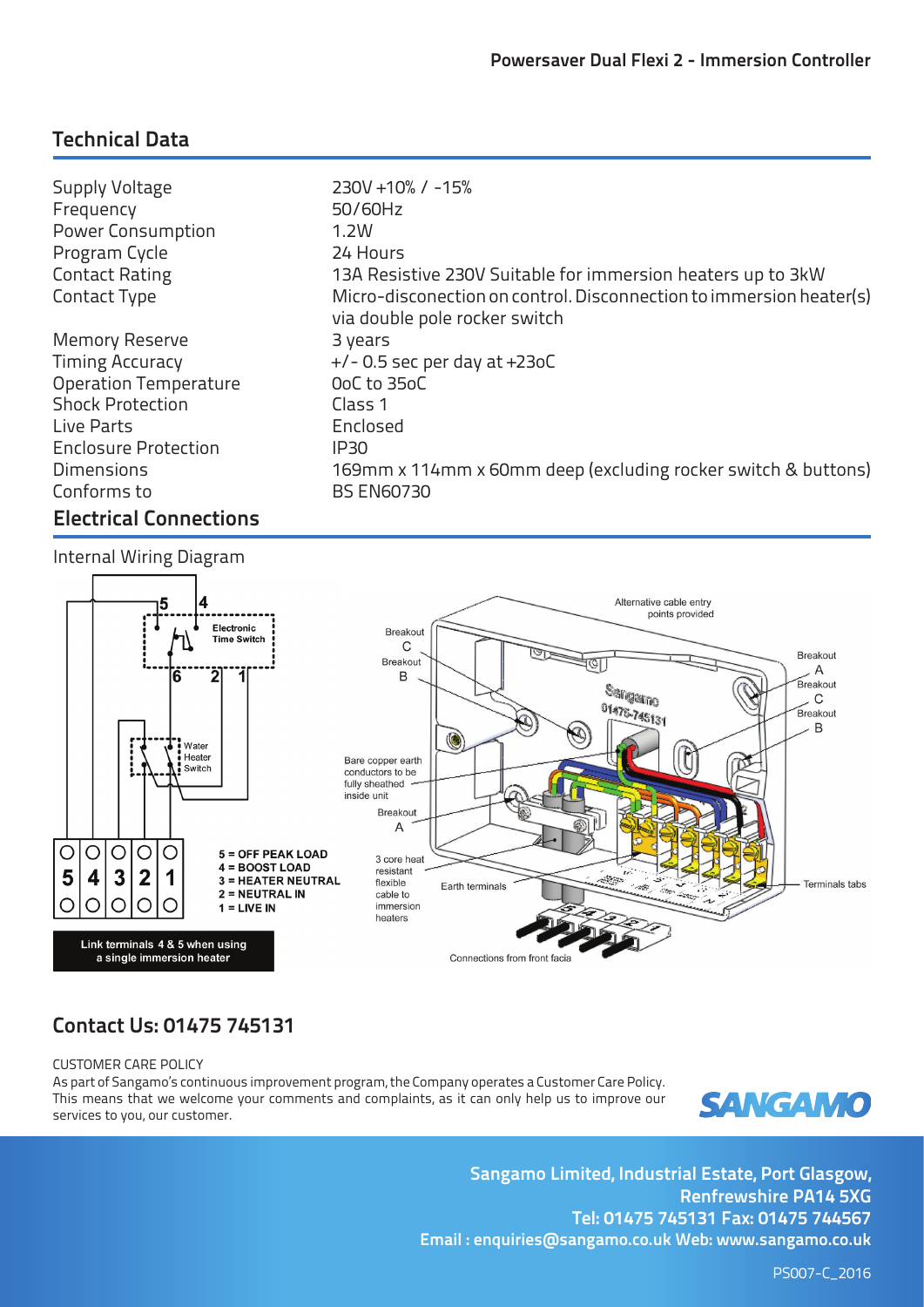## Technical Data

| | |
|---|---|
| Supply Voltage | 230V +10% / -15% |
| Frequency | 50/60Hz |
| Power Consumption | 1.2W |
| Program Cycle | 24 Hours |
| Contact Rating | 13A Resistive 230V Suitable for immersion heaters up to 3kW |
| Contact Type | Micro-disconection on control. Disconnection to immersion heater(s) via double pole rocker switch |
| Memory Reserve | 3 years |
| Timing Accuracy | +/- 0.5 sec per day at +23oC |
| Operation Temperature | 0oC to 35oC |
| Shock Protection | Class 1 |
| Live Parts | Enclosed |
| Enclosure Protection | IP30 |
| Dimensions | 169mm x 114mm x 60mm deep (excluding rocker switch & buttons) |
| Conforms to | BS EN60730 |

## Electrical Connections

Internal Wiring Diagram

5 4
Electronic Time Switch
6 2 1
Water Heater Switch
5 4 3 2 1

5 = OFF PEAK LOAD
4 = BOOST LOAD
3 = HEATER NEUTRAL
2 = NEUTRAL IN
1 = LIVE IN

**Link terminals 4 & 5 when using a single immersion heater**

Alternative cable entry points provided
Breakout C
Breakout B
Breakout A
Breakout C
Breakout B
Bare copper earth conductors to be fully sheathed inside unit
Breakout A
3 core heat resistant flexible cable to immersion heaters
Earth terminals
Terminals tabs
Connections from front facia

## Contact Us: 01475 745131

CUSTOMER CARE POLICY
As part of Sangamo's continuous improvement program, the Company operates a Customer Care Policy. This means that we welcome your comments and complaints, as it can only help us to improve our services to you, our customer.

SANGAMO

**Sangamo Limited, Industrial Estate, Port Glasgow, Renfrewshire PA14 5XG**
**Tel: 01475 745131 Fax: 01475 744567**
**Email : enquiries@sangamo.co.uk Web: www.sangamo.co.uk**

PS007-C_2016